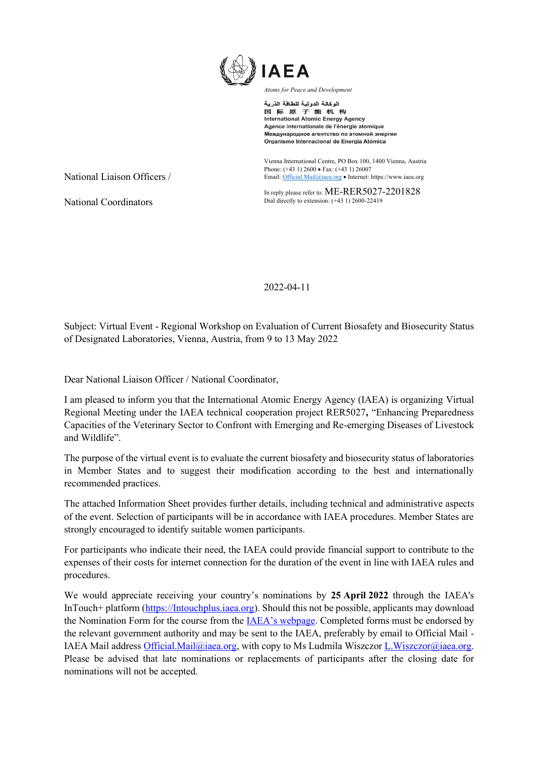IAEA

*Atoms for Peace and Development*

الوكالة الدولية للطاقة الذرية
国 际 原 子 能 机 构
International Atomic Energy Agency
Agence internationale de l'énergie atomique
Международное агентство по атомной энергии
Organismo Internacional de Energía Atómica

Vienna International Centre, PO Box 100, 1400 Vienna, Austria
Phone: (+43 1) 2600 • Fax: (+43 1) 26007
Email: Official.Mail@iaea.org • Internet: https://www.iaea.org

National Liaison Officers /

National Coordinators

In reply please refer to: ME-RER5027-2201828
Dial directly to extension: (+43 1) 2600-22419

2022-04-11

Subject: Virtual Event - Regional Workshop on Evaluation of Current Biosafety and Biosecurity Status of Designated Laboratories, Vienna, Austria, from 9 to 13 May 2022

Dear National Liaison Officer / National Coordinator,

I am pleased to inform you that the International Atomic Energy Agency (IAEA) is organizing Virtual Regional Meeting under the IAEA technical cooperation project RER5027**,** "Enhancing Preparedness Capacities of the Veterinary Sector to Confront with Emerging and Re-emerging Diseases of Livestock and Wildlife".

The purpose of the virtual event is to evaluate the current biosafety and biosecurity status of laboratories in Member States and to suggest their modification according to the best and internationally recommended practices.

The attached Information Sheet provides further details, including technical and administrative aspects of the event. Selection of participants will be in accordance with IAEA procedures. Member States are strongly encouraged to identify suitable women participants.

For participants who indicate their need, the IAEA could provide financial support to contribute to the expenses of their costs for internet connection for the duration of the event in line with IAEA rules and procedures.

We would appreciate receiving your country's nominations by **25 April 2022** through the IAEA's InTouch+ platform (https://Intouchplus.iaea.org). Should this not be possible, applicants may download the Nomination Form for the course from the IAEA's webpage. Completed forms must be endorsed by the relevant government authority and may be sent to the IAEA, preferably by email to Official Mail - IAEA Mail address Official.Mail@iaea.org, with copy to Ms Ludmila Wiszczor L.Wiszczor@iaea.org. Please be advised that late nominations or replacements of participants after the closing date for nominations will not be accepted.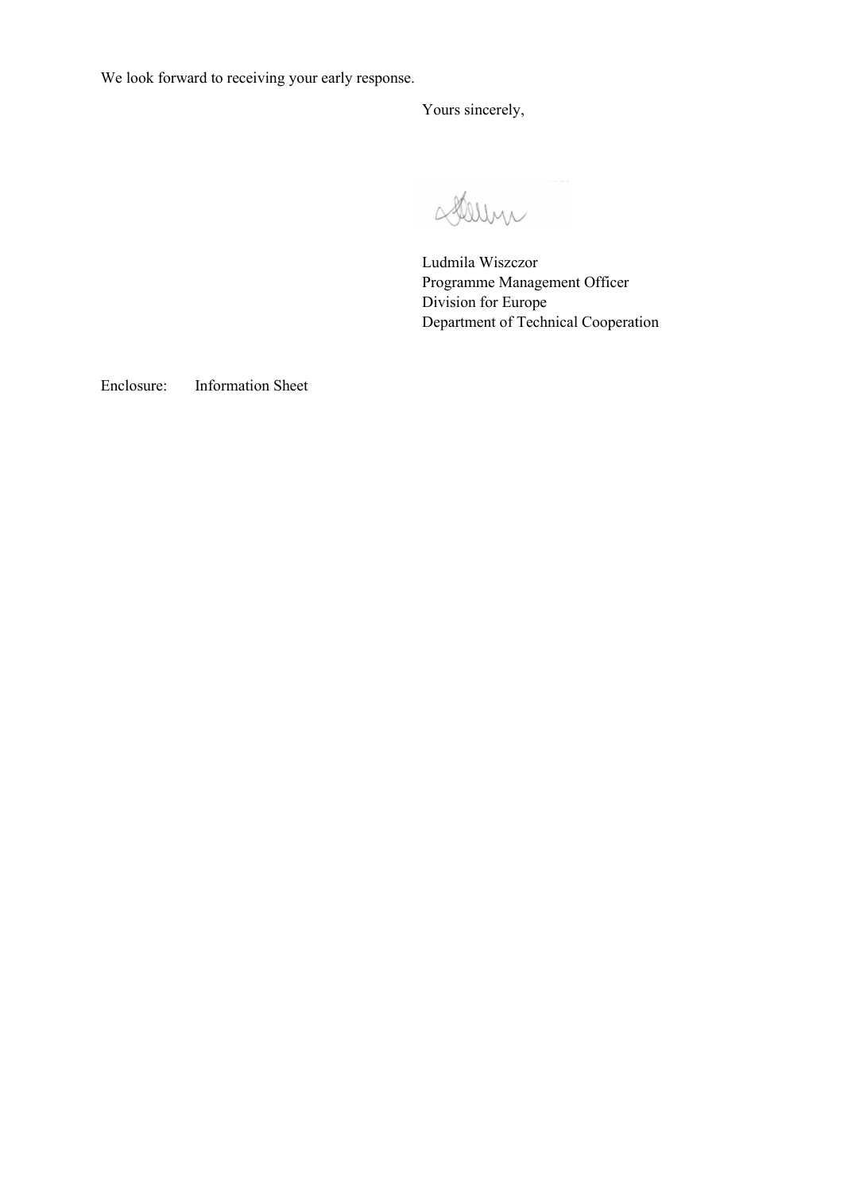We look forward to receiving your early response.

Yours sincerely,

Ludmila Wiszczor
Programme Management Officer
Division for Europe
Department of Technical Cooperation

Enclosure: Information Sheet